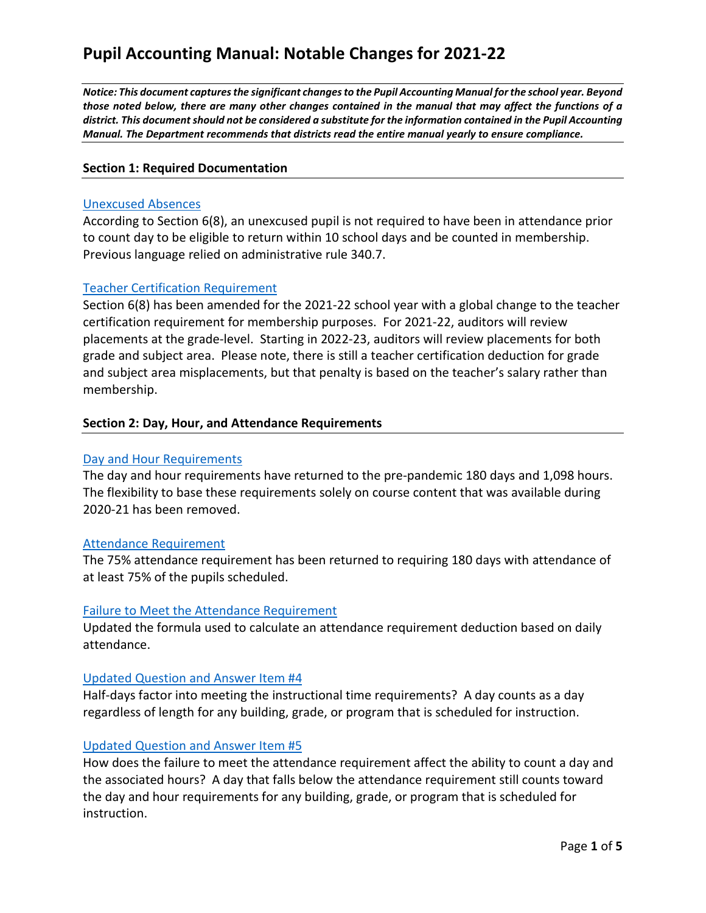# Pupil Accounting Manual: Notable Changes for 2021-22

***Notice: This document captures the significant changes to the Pupil Accounting Manual for the school year. Beyond those noted below, there are many other changes contained in the manual that may affect the functions of a district. This document should not be considered a substitute for the information contained in the Pupil Accounting Manual. The Department recommends that districts read the entire manual yearly to ensure compliance.***

## Section 1: Required Documentation

### Unexcused Absences

According to Section 6(8), an unexcused pupil is not required to have been in attendance prior to count day to be eligible to return within 10 school days and be counted in membership. Previous language relied on administrative rule 340.7.

### Teacher Certification Requirement

Section 6(8) has been amended for the 2021-22 school year with a global change to the teacher certification requirement for membership purposes. For 2021-22, auditors will review placements at the grade-level. Starting in 2022-23, auditors will review placements for both grade and subject area. Please note, there is still a teacher certification deduction for grade and subject area misplacements, but that penalty is based on the teacher's salary rather than membership.

## Section 2: Day, Hour, and Attendance Requirements

### Day and Hour Requirements

The day and hour requirements have returned to the pre-pandemic 180 days and 1,098 hours. The flexibility to base these requirements solely on course content that was available during 2020-21 has been removed.

### Attendance Requirement

The 75% attendance requirement has been returned to requiring 180 days with attendance of at least 75% of the pupils scheduled.

### Failure to Meet the Attendance Requirement

Updated the formula used to calculate an attendance requirement deduction based on daily attendance.

### Updated Question and Answer Item #4

Half-days factor into meeting the instructional time requirements? A day counts as a day regardless of length for any building, grade, or program that is scheduled for instruction.

### Updated Question and Answer Item #5

How does the failure to meet the attendance requirement affect the ability to count a day and the associated hours? A day that falls below the attendance requirement still counts toward the day and hour requirements for any building, grade, or program that is scheduled for instruction.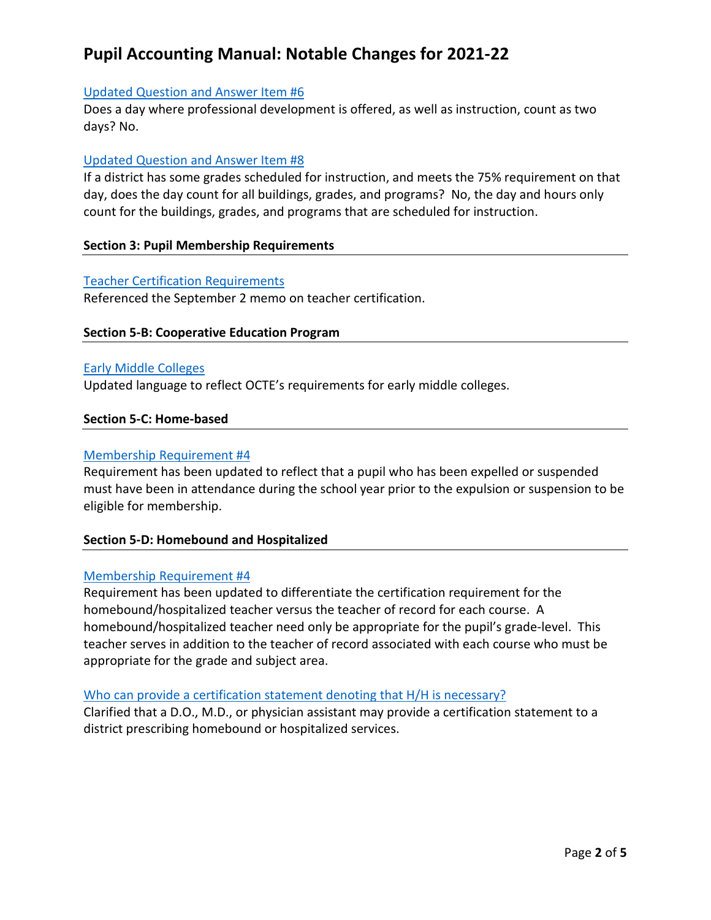# Pupil Accounting Manual: Notable Changes for 2021-22

[Updated Question and Answer Item #6]

Does a day where professional development is offered, as well as instruction, count as two days? No.

[Updated Question and Answer Item #8]

If a district has some grades scheduled for instruction, and meets the 75% requirement on that day, does the day count for all buildings, grades, and programs? No, the day and hours only count for the buildings, grades, and programs that are scheduled for instruction.

### Section 3: Pupil Membership Requirements

[Teacher Certification Requirements]

Referenced the September 2 memo on teacher certification.

### Section 5-B: Cooperative Education Program

[Early Middle Colleges]

Updated language to reflect OCTE's requirements for early middle colleges.

### Section 5-C: Home-based

[Membership Requirement #4]

Requirement has been updated to reflect that a pupil who has been expelled or suspended must have been in attendance during the school year prior to the expulsion or suspension to be eligible for membership.

### Section 5-D: Homebound and Hospitalized

[Membership Requirement #4]

Requirement has been updated to differentiate the certification requirement for the homebound/hospitalized teacher versus the teacher of record for each course. A homebound/hospitalized teacher need only be appropriate for the pupil's grade-level. This teacher serves in addition to the teacher of record associated with each course who must be appropriate for the grade and subject area.

[Who can provide a certification statement denoting that H/H is necessary?]

Clarified that a D.O., M.D., or physician assistant may provide a certification statement to a district prescribing homebound or hospitalized services.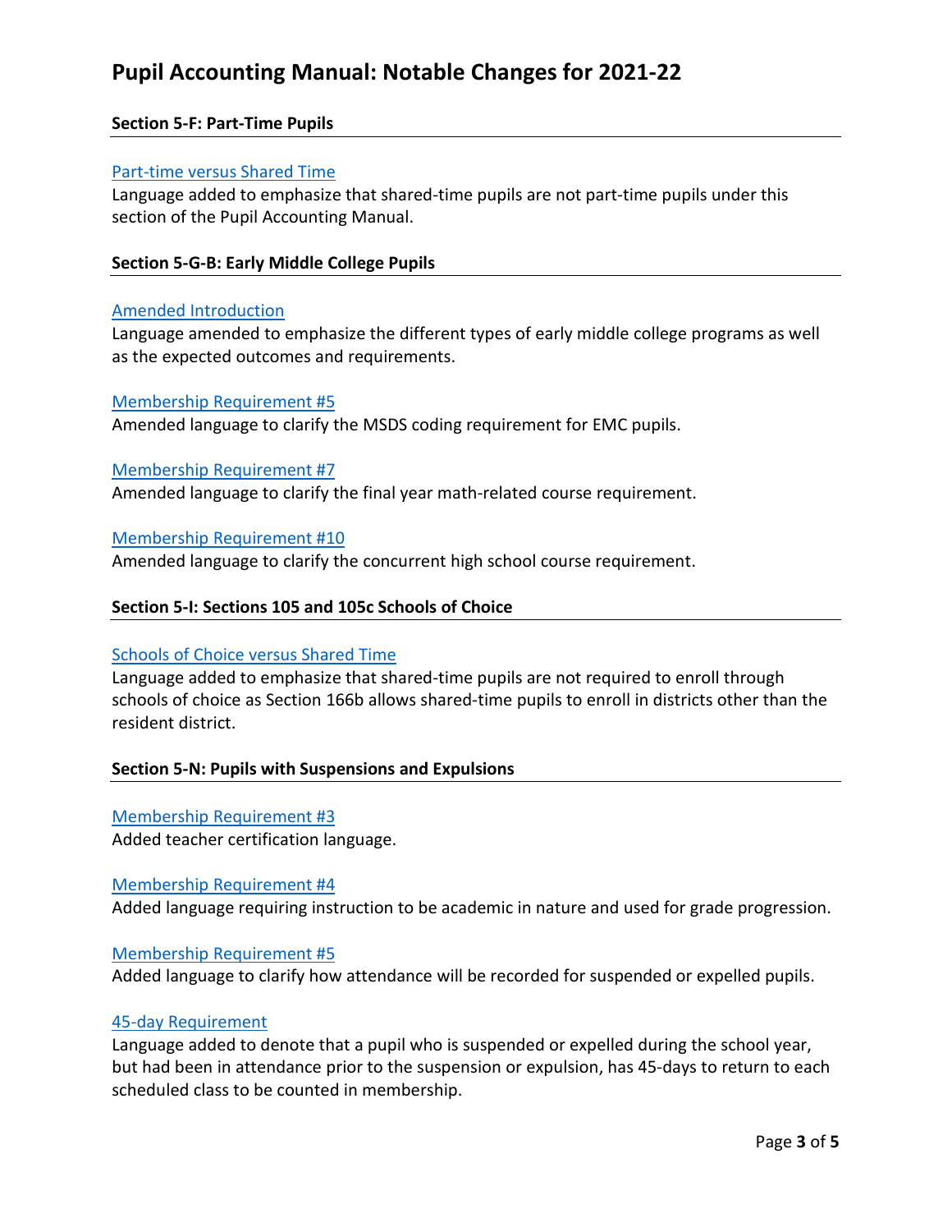# Pupil Accounting Manual: Notable Changes for 2021-22

### Section 5-F: Part-Time Pupils

Part-time versus Shared Time

Language added to emphasize that shared-time pupils are not part-time pupils under this section of the Pupil Accounting Manual.

### Section 5-G-B: Early Middle College Pupils

Amended Introduction

Language amended to emphasize the different types of early middle college programs as well as the expected outcomes and requirements.

Membership Requirement #5

Amended language to clarify the MSDS coding requirement for EMC pupils.

Membership Requirement #7

Amended language to clarify the final year math-related course requirement.

Membership Requirement #10

Amended language to clarify the concurrent high school course requirement.

### Section 5-I: Sections 105 and 105c Schools of Choice

Schools of Choice versus Shared Time

Language added to emphasize that shared-time pupils are not required to enroll through schools of choice as Section 166b allows shared-time pupils to enroll in districts other than the resident district.

### Section 5-N: Pupils with Suspensions and Expulsions

Membership Requirement #3

Added teacher certification language.

Membership Requirement #4

Added language requiring instruction to be academic in nature and used for grade progression.

Membership Requirement #5

Added language to clarify how attendance will be recorded for suspended or expelled pupils.

45-day Requirement

Language added to denote that a pupil who is suspended or expelled during the school year, but had been in attendance prior to the suspension or expulsion, has 45-days to return to each scheduled class to be counted in membership.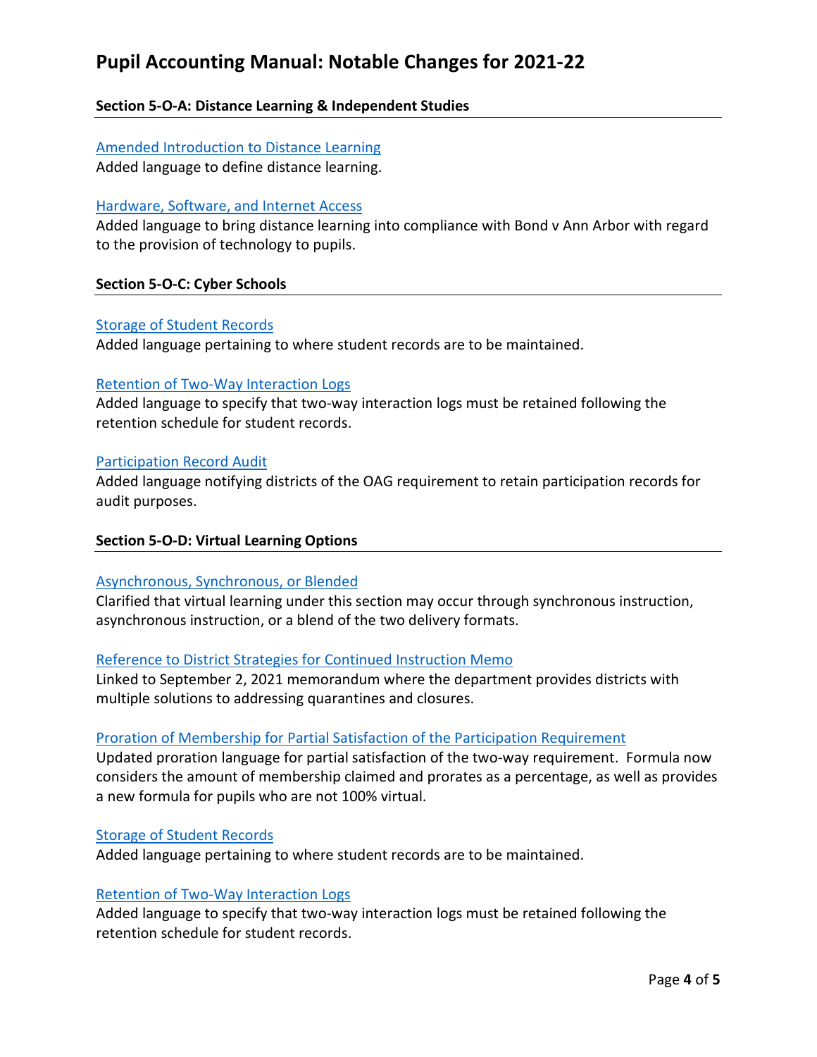# Pupil Accounting Manual: Notable Changes for 2021-22

## Section 5-O-A: Distance Learning & Independent Studies

Amended Introduction to Distance Learning

Added language to define distance learning.

Hardware, Software, and Internet Access

Added language to bring distance learning into compliance with Bond v Ann Arbor with regard to the provision of technology to pupils.

## Section 5-O-C: Cyber Schools

Storage of Student Records

Added language pertaining to where student records are to be maintained.

Retention of Two-Way Interaction Logs

Added language to specify that two-way interaction logs must be retained following the retention schedule for student records.

Participation Record Audit

Added language notifying districts of the OAG requirement to retain participation records for audit purposes.

## Section 5-O-D: Virtual Learning Options

Asynchronous, Synchronous, or Blended

Clarified that virtual learning under this section may occur through synchronous instruction, asynchronous instruction, or a blend of the two delivery formats.

Reference to District Strategies for Continued Instruction Memo

Linked to September 2, 2021 memorandum where the department provides districts with multiple solutions to addressing quarantines and closures.

Proration of Membership for Partial Satisfaction of the Participation Requirement

Updated proration language for partial satisfaction of the two-way requirement. Formula now considers the amount of membership claimed and prorates as a percentage, as well as provides a new formula for pupils who are not 100% virtual.

Storage of Student Records

Added language pertaining to where student records are to be maintained.

Retention of Two-Way Interaction Logs

Added language to specify that two-way interaction logs must be retained following the retention schedule for student records.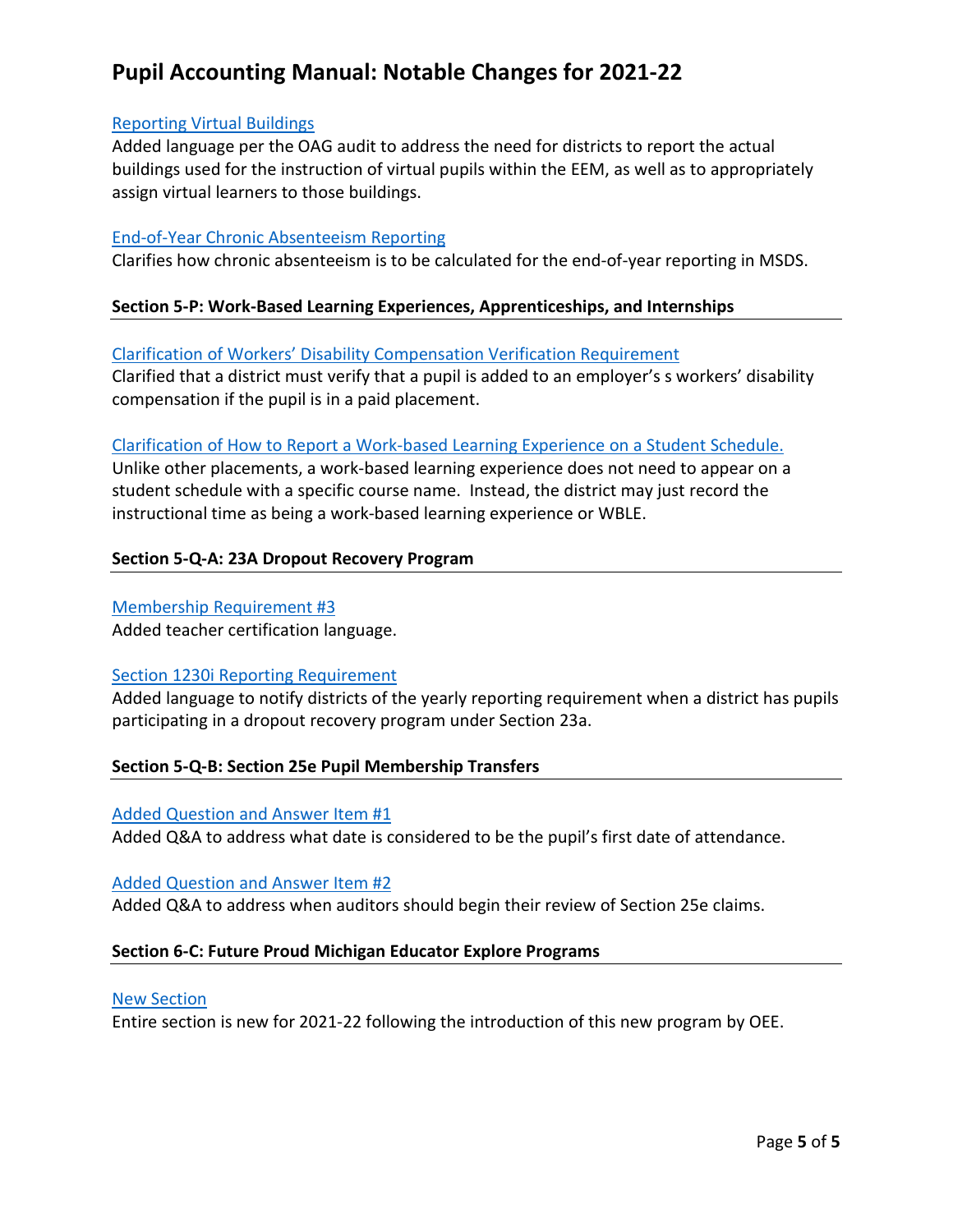# Pupil Accounting Manual: Notable Changes for 2021-22

Reporting Virtual Buildings

Added language per the OAG audit to address the need for districts to report the actual buildings used for the instruction of virtual pupils within the EEM, as well as to appropriately assign virtual learners to those buildings.

End-of-Year Chronic Absenteeism Reporting

Clarifies how chronic absenteeism is to be calculated for the end-of-year reporting in MSDS.

### Section 5-P: Work-Based Learning Experiences, Apprenticeships, and Internships

Clarification of Workers' Disability Compensation Verification Requirement

Clarified that a district must verify that a pupil is added to an employer's s workers' disability compensation if the pupil is in a paid placement.

Clarification of How to Report a Work-based Learning Experience on a Student Schedule.

Unlike other placements, a work-based learning experience does not need to appear on a student schedule with a specific course name. Instead, the district may just record the instructional time as being a work-based learning experience or WBLE.

### Section 5-Q-A: 23A Dropout Recovery Program

Membership Requirement #3

Added teacher certification language.

Section 1230i Reporting Requirement

Added language to notify districts of the yearly reporting requirement when a district has pupils participating in a dropout recovery program under Section 23a.

### Section 5-Q-B: Section 25e Pupil Membership Transfers

Added Question and Answer Item #1

Added Q&A to address what date is considered to be the pupil's first date of attendance.

Added Question and Answer Item #2

Added Q&A to address when auditors should begin their review of Section 25e claims.

### Section 6-C: Future Proud Michigan Educator Explore Programs

New Section

Entire section is new for 2021-22 following the introduction of this new program by OEE.